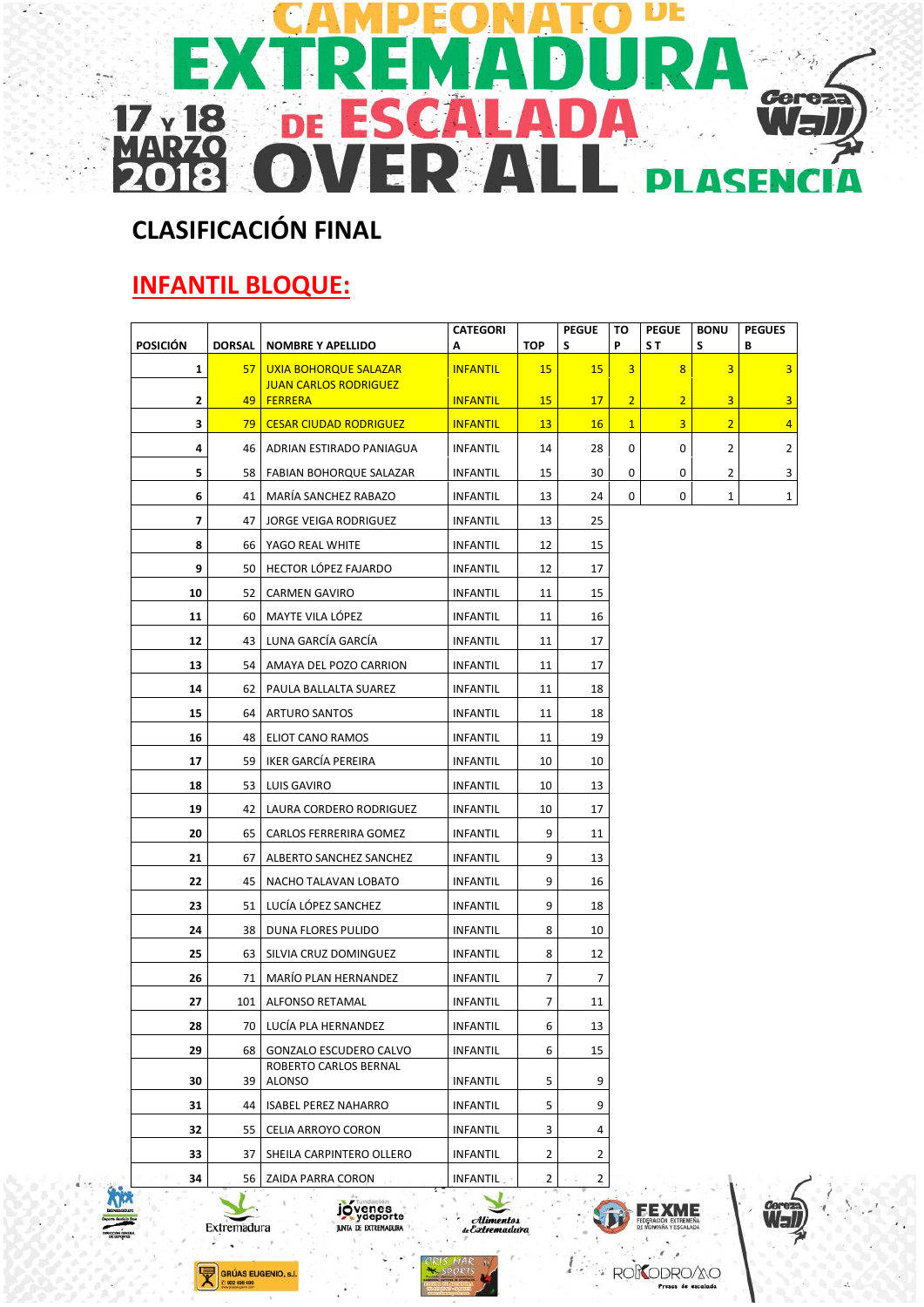# CAMPEONATO DE EXTREMADURA DE ESCALADA OVER ALL

17 y 18 MARZO 2018 — PLASENCIA

## CLASIFICACIÓN FINAL

## INFANTIL BLOQUE:

| POSICIÓN | DORSAL | NOMBRE Y APELLIDO | CATEGORIA | TOP | PEGUES | TOP | PEGUES T | BONUS | PEGUES B |
|---|---|---|---|---|---|---|---|---|---|
| 1 | 57 | UXIA BOHORQUE SALAZAR | INFANTIL | 15 | 15 | 3 | 8 | 3 | 3 |
| 2 | 49 | JUAN CARLOS RODRIGUEZ FERRERA | INFANTIL | 15 | 17 | 2 | 2 | 3 | 3 |
| 3 | 79 | CESAR CIUDAD RODRIGUEZ | INFANTIL | 13 | 16 | 1 | 3 | 2 | 4 |
| 4 | 46 | ADRIAN ESTIRADO PANIAGUA | INFANTIL | 14 | 28 | 0 | 0 | 2 | 2 |
| 5 | 58 | FABIAN BOHORQUE SALAZAR | INFANTIL | 15 | 30 | 0 | 0 | 2 | 3 |
| 6 | 41 | MARÍA SANCHEZ RABAZO | INFANTIL | 13 | 24 | 0 | 0 | 1 | 1 |
| 7 | 47 | JORGE VEIGA RODRIGUEZ | INFANTIL | 13 | 25 | | | | |
| 8 | 66 | YAGO REAL WHITE | INFANTIL | 12 | 15 | | | | |
| 9 | 50 | HECTOR LÓPEZ FAJARDO | INFANTIL | 12 | 17 | | | | |
| 10 | 52 | CARMEN GAVIRO | INFANTIL | 11 | 15 | | | | |
| 11 | 60 | MAYTE VILA LÓPEZ | INFANTIL | 11 | 16 | | | | |
| 12 | 43 | LUNA GARCÍA GARCÍA | INFANTIL | 11 | 17 | | | | |
| 13 | 54 | AMAYA DEL POZO CARRION | INFANTIL | 11 | 17 | | | | |
| 14 | 62 | PAULA BALLALTA SUAREZ | INFANTIL | 11 | 18 | | | | |
| 15 | 64 | ARTURO SANTOS | INFANTIL | 11 | 18 | | | | |
| 16 | 48 | ELIOT CANO RAMOS | INFANTIL | 11 | 19 | | | | |
| 17 | 59 | IKER GARCÍA PEREIRA | INFANTIL | 10 | 10 | | | | |
| 18 | 53 | LUIS GAVIRO | INFANTIL | 10 | 13 | | | | |
| 19 | 42 | LAURA CORDERO RODRIGUEZ | INFANTIL | 10 | 17 | | | | |
| 20 | 65 | CARLOS FERRERIRA GOMEZ | INFANTIL | 9 | 11 | | | | |
| 21 | 67 | ALBERTO SANCHEZ SANCHEZ | INFANTIL | 9 | 13 | | | | |
| 22 | 45 | NACHO TALAVAN LOBATO | INFANTIL | 9 | 16 | | | | |
| 23 | 51 | LUCÍA LÓPEZ SANCHEZ | INFANTIL | 9 | 18 | | | | |
| 24 | 38 | DUNA FLORES PULIDO | INFANTIL | 8 | 10 | | | | |
| 25 | 63 | SILVIA CRUZ DOMINGUEZ | INFANTIL | 8 | 12 | | | | |
| 26 | 71 | MARÍO PLAN HERNANDEZ | INFANTIL | 7 | 7 | | | | |
| 27 | 101 | ALFONSO RETAMAL | INFANTIL | 7 | 11 | | | | |
| 28 | 70 | LUCÍA PLA HERNANDEZ | INFANTIL | 6 | 13 | | | | |
| 29 | 68 | GONZALO ESCUDERO CALVO | INFANTIL | 6 | 15 | | | | |
| 30 | 39 | ROBERTO CARLOS BERNAL ALONSO | INFANTIL | 5 | 9 | | | | |
| 31 | 44 | ISABEL PEREZ NAHARRO | INFANTIL | 5 | 9 | | | | |
| 32 | 55 | CELIA ARROYO CORON | INFANTIL | 3 | 4 | | | | |
| 33 | 37 | SHEILA CARPINTERO OLLERO | INFANTIL | 2 | 2 | | | | |
| 34 | 56 | ZAIDA PARRA CORON | INFANTIL | 2 | 2 | | | | |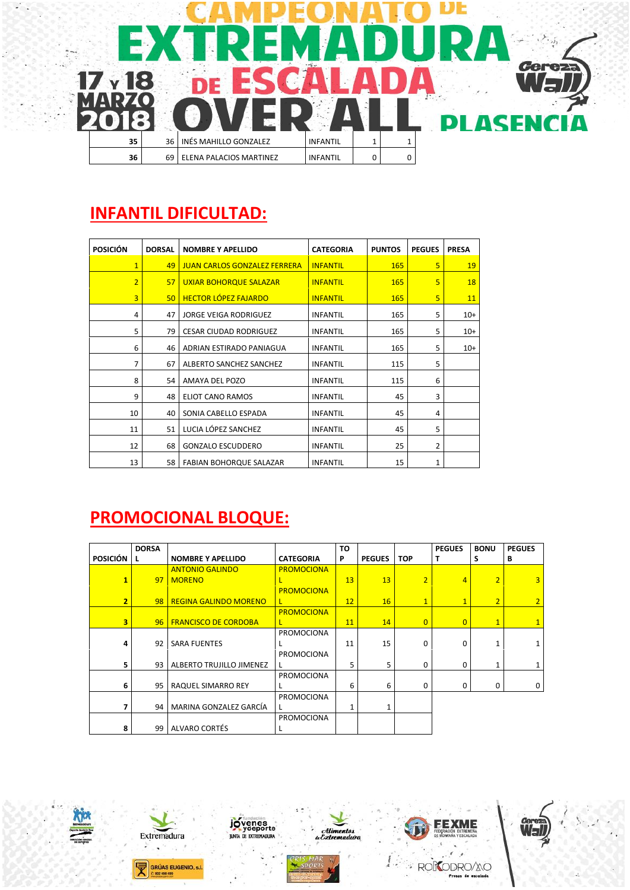| | | | | | |
|---|---|---|---|---|---|
| 35 | 36 | INÉS MAHILLO GONZALEZ | INFANTIL | 1 | 1 |
| 36 | 69 | ELENA PALACIOS MARTINEZ | INFANTIL | 0 | 0 |

## INFANTIL DIFICULTAD:

| POSICIÓN | DORSAL | NOMBRE Y APELLIDO | CATEGORIA | PUNTOS | PEGUES | PRESA |
|---|---|---|---|---|---|---|
| 1 | 49 | JUAN CARLOS GONZALEZ FERRERA | INFANTIL | 165 | 5 | 19 |
| 2 | 57 | UXIAR BOHORQUE SALAZAR | INFANTIL | 165 | 5 | 18 |
| 3 | 50 | HECTOR LÓPEZ FAJARDO | INFANTIL | 165 | 5 | 11 |
| 4 | 47 | JORGE VEIGA RODRIGUEZ | INFANTIL | 165 | 5 | 10+ |
| 5 | 79 | CESAR CIUDAD RODRIGUEZ | INFANTIL | 165 | 5 | 10+ |
| 6 | 46 | ADRIAN ESTIRADO PANIAGUA | INFANTIL | 165 | 5 | 10+ |
| 7 | 67 | ALBERTO SANCHEZ SANCHEZ | INFANTIL | 115 | 5 | |
| 8 | 54 | AMAYA DEL POZO | INFANTIL | 115 | 6 | |
| 9 | 48 | ELIOT CANO RAMOS | INFANTIL | 45 | 3 | |
| 10 | 40 | SONIA CABELLO ESPADA | INFANTIL | 45 | 4 | |
| 11 | 51 | LUCIA LÓPEZ SANCHEZ | INFANTIL | 45 | 5 | |
| 12 | 68 | GONZALO ESCUDDERO | INFANTIL | 25 | 2 | |
| 13 | 58 | FABIAN BOHORQUE SALAZAR | INFANTIL | 15 | 1 | |

## PROMOCIONAL BLOQUE:

| POSICIÓN | DORSAL | NOMBRE Y APELLIDO | CATEGORIA | TOP | PEGUES | TOP | PEGUES T | BONUS | PEGUES B |
|---|---|---|---|---|---|---|---|---|---|
| 1 | 97 | ANTONIO GALINDO MORENO | PROMOCIONAL | 13 | 13 | 2 | 4 | 2 | 3 |
| 2 | 98 | REGINA GALINDO MORENO | PROMOCIONAL | 12 | 16 | 1 | 1 | 2 | 2 |
| 3 | 96 | FRANCISCO DE CORDOBA | PROMOCIONAL | 11 | 14 | 0 | 0 | 1 | 1 |
| 4 | 92 | SARA FUENTES | PROMOCIONAL | 11 | 15 | 0 | 0 | 1 | 1 |
| 5 | 93 | ALBERTO TRUJILLO JIMENEZ | PROMOCIONAL | 5 | 5 | 0 | 0 | 1 | 1 |
| 6 | 95 | RAQUEL SIMARRO REY | PROMOCIONAL | 6 | 6 | 0 | 0 | 0 | 0 |
| 7 | 94 | MARINA GONZALEZ GARCÍA | PROMOCIONAL | 1 | 1 | | | | |
| 8 | 99 | ALVARO CORTÉS | PROMOCIONAL | | | | | | |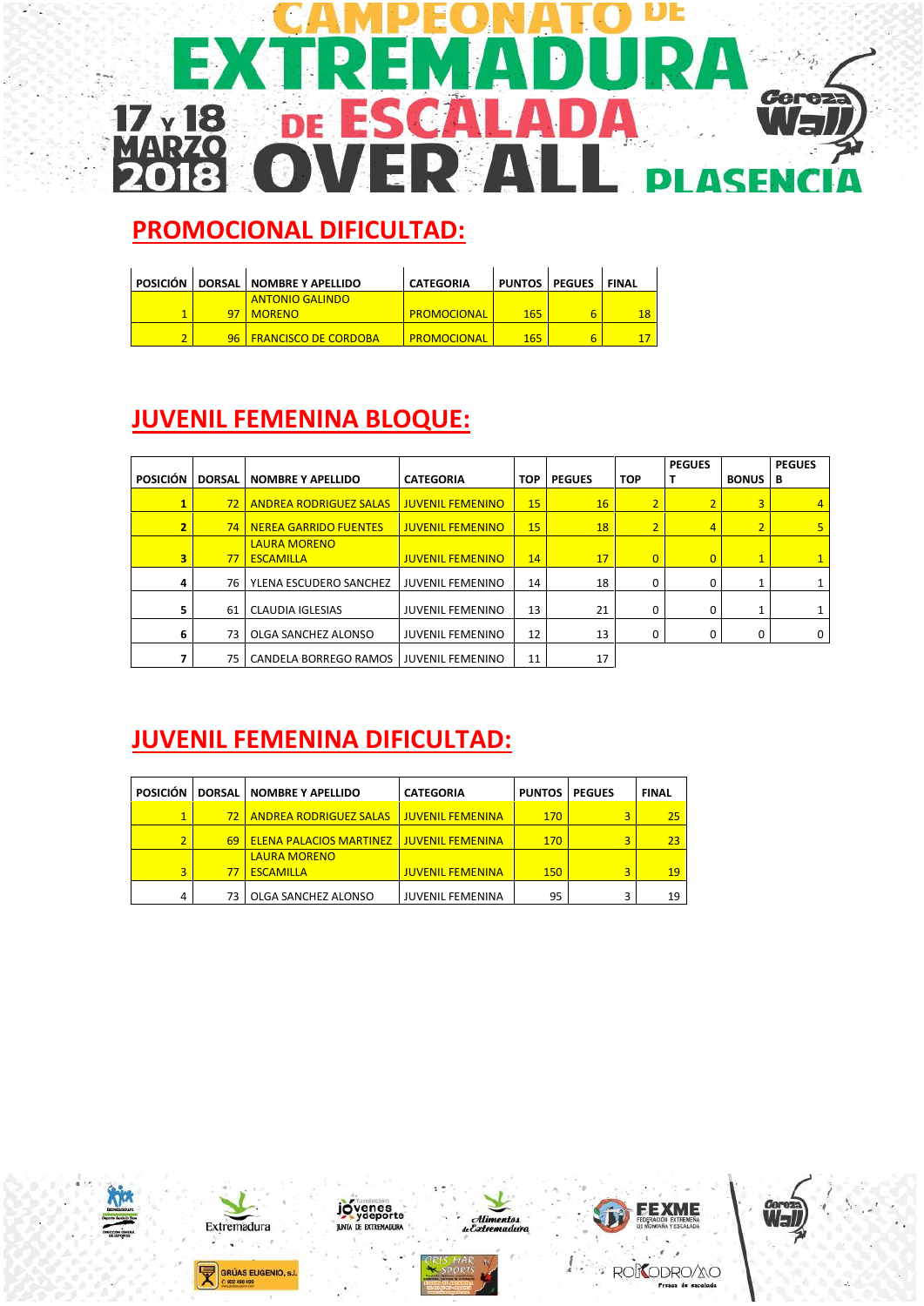# CAMPEONATO DE EXTREMADURA DE ESCALADA OVER ALL

17 y 18 MARZO 2018 — PLASENCIA

## PROMOCIONAL DIFICULTAD:

| POSICIÓN | DORSAL | NOMBRE Y APELLIDO | CATEGORIA | PUNTOS | PEGUES | FINAL |
|---|---|---|---|---|---|---|
| 1 | 97 | ANTONIO GALINDO MORENO | PROMOCIONAL | 165 | 6 | 18 |
| 2 | 96 | FRANCISCO DE CORDOBA | PROMOCIONAL | 165 | 6 | 17 |

## JUVENIL FEMENINA BLOQUE:

| POSICIÓN | DORSAL | NOMBRE Y APELLIDO | CATEGORIA | TOP | PEGUES | TOP | PEGUES T | BONUS | PEGUES B |
|---|---|---|---|---|---|---|---|---|---|
| 1 | 72 | ANDREA RODRIGUEZ SALAS | JUVENIL FEMENINO | 15 | 16 | 2 | 2 | 3 | 4 |
| 2 | 74 | NEREA GARRIDO FUENTES | JUVENIL FEMENINO | 15 | 18 | 2 | 4 | 2 | 5 |
| 3 | 77 | LAURA MORENO ESCAMILLA | JUVENIL FEMENINO | 14 | 17 | 0 | 0 | 1 | 1 |
| 4 | 76 | YLENA ESCUDERO SANCHEZ | JUVENIL FEMENINO | 14 | 18 | 0 | 0 | 1 | 1 |
| 5 | 61 | CLAUDIA IGLESIAS | JUVENIL FEMENINO | 13 | 21 | 0 | 0 | 1 | 1 |
| 6 | 73 | OLGA SANCHEZ ALONSO | JUVENIL FEMENINO | 12 | 13 | 0 | 0 | 0 | 0 |
| 7 | 75 | CANDELA BORREGO RAMOS | JUVENIL FEMENINO | 11 | 17 | | | | |

## JUVENIL FEMENINA DIFICULTAD:

| POSICIÓN | DORSAL | NOMBRE Y APELLIDO | CATEGORIA | PUNTOS | PEGUES | FINAL |
|---|---|---|---|---|---|---|
| 1 | 72 | ANDREA RODRIGUEZ SALAS | JUVENIL FEMENINA | 170 | 3 | 25 |
| 2 | 69 | ELENA PALACIOS MARTINEZ | JUVENIL FEMENINA | 170 | 3 | 23 |
| 3 | 77 | LAURA MORENO ESCAMILLA | JUVENIL FEMENINA | 150 | 3 | 19 |
| 4 | 73 | OLGA SANCHEZ ALONSO | JUVENIL FEMENINA | 95 | 3 | 19 |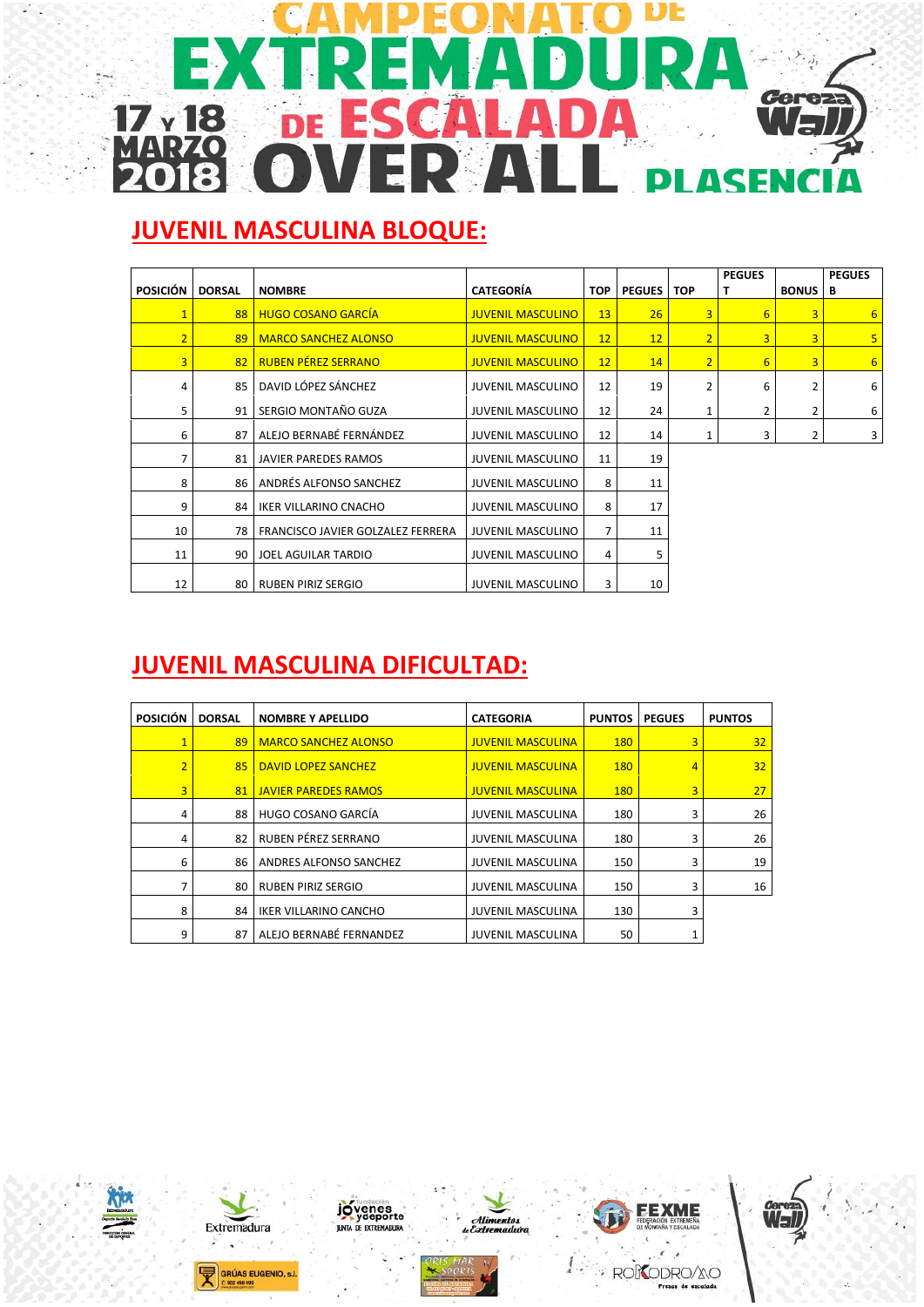# CAMPEONATO DE EXTREMADURA DE ESCALADA OVER ALL

17 Y 18 MARZO 2018 — PLASENCIA

## JUVENIL MASCULINA BLOQUE:

| POSICIÓN | DORSAL | NOMBRE | CATEGORÍA | TOP | PEGUES | TOP | PEGUES T | BONUS | PEGUES B |
|---|---|---|---|---|---|---|---|---|---|
| 1 | 88 | HUGO COSANO GARCÍA | JUVENIL MASCULINO | 13 | 26 | 3 | 6 | 3 | 6 |
| 2 | 89 | MARCO SANCHEZ ALONSO | JUVENIL MASCULINO | 12 | 12 | 2 | 3 | 3 | 5 |
| 3 | 82 | RUBEN PÉREZ SERRANO | JUVENIL MASCULINO | 12 | 14 | 2 | 6 | 3 | 6 |
| 4 | 85 | DAVID LÓPEZ SÁNCHEZ | JUVENIL MASCULINO | 12 | 19 | 2 | 6 | 2 | 6 |
| 5 | 91 | SERGIO MONTAÑO GUZA | JUVENIL MASCULINO | 12 | 24 | 1 | 2 | 2 | 6 |
| 6 | 87 | ALEJO BERNABÉ FERNÁNDEZ | JUVENIL MASCULINO | 12 | 14 | 1 | 3 | 2 | 3 |
| 7 | 81 | JAVIER PAREDES RAMOS | JUVENIL MASCULINO | 11 | 19 | | | | |
| 8 | 86 | ANDRÉS ALFONSO SANCHEZ | JUVENIL MASCULINO | 8 | 11 | | | | |
| 9 | 84 | IKER VILLARINO CNACHO | JUVENIL MASCULINO | 8 | 17 | | | | |
| 10 | 78 | FRANCISCO JAVIER GOLZALEZ FERRERA | JUVENIL MASCULINO | 7 | 11 | | | | |
| 11 | 90 | JOEL AGUILAR TARDIO | JUVENIL MASCULINO | 4 | 5 | | | | |
| 12 | 80 | RUBEN PIRIZ SERGIO | JUVENIL MASCULINO | 3 | 10 | | | | |

## JUVENIL MASCULINA DIFICULTAD:

| POSICIÓN | DORSAL | NOMBRE Y APELLIDO | CATEGORIA | PUNTOS | PEGUES | PUNTOS |
|---|---|---|---|---|---|---|
| 1 | 89 | MARCO SANCHEZ ALONSO | JUVENIL MASCULINA | 180 | 3 | 32 |
| 2 | 85 | DAVID LOPEZ SANCHEZ | JUVENIL MASCULINA | 180 | 4 | 32 |
| 3 | 81 | JAVIER PAREDES RAMOS | JUVENIL MASCULINA | 180 | 3 | 27 |
| 4 | 88 | HUGO COSANO GARCÍA | JUVENIL MASCULINA | 180 | 3 | 26 |
| 4 | 82 | RUBEN PÉREZ SERRANO | JUVENIL MASCULINA | 180 | 3 | 26 |
| 6 | 86 | ANDRES ALFONSO SANCHEZ | JUVENIL MASCULINA | 150 | 3 | 19 |
| 7 | 80 | RUBEN PIRIZ SERGIO | JUVENIL MASCULINA | 150 | 3 | 16 |
| 8 | 84 | IKER VILLARINO CANCHO | JUVENIL MASCULINA | 130 | 3 | |
| 9 | 87 | ALEJO BERNABÉ FERNANDEZ | JUVENIL MASCULINA | 50 | 1 | |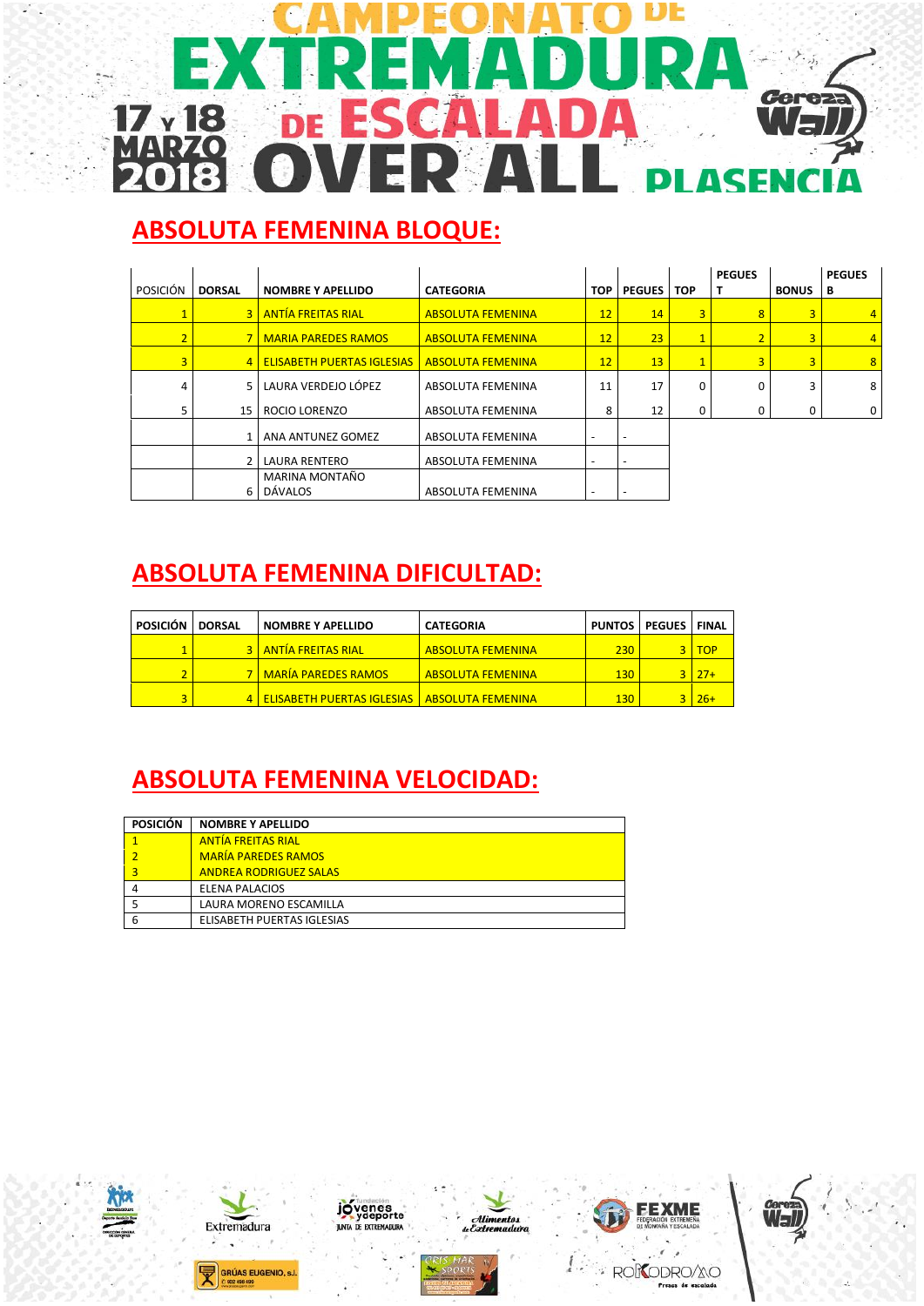# CAMPEONATO DE EXTREMADURA DE ESCALADA OVER ALL

17 y 18 MARZO 2018 — PLASENCIA

## ABSOLUTA FEMENINA BLOQUE:

| POSICIÓN | DORSAL | NOMBRE Y APELLIDO | CATEGORIA | TOP | PEGUES | TOP | PEGUES T | BONUS | PEGUES B |
|---|---|---|---|---|---|---|---|---|---|
| 1 | 3 | ANTÍA FREITAS RIAL | ABSOLUTA FEMENINA | 12 | 14 | 3 | 8 | 3 | 4 |
| 2 | 7 | MARIA PAREDES RAMOS | ABSOLUTA FEMENINA | 12 | 23 | 1 | 2 | 3 | 4 |
| 3 | 4 | ELISABETH PUERTAS IGLESIAS | ABSOLUTA FEMENINA | 12 | 13 | 1 | 3 | 3 | 8 |
| 4 | 5 | LAURA VERDEJO LÓPEZ | ABSOLUTA FEMENINA | 11 | 17 | 0 | 0 | 3 | 8 |
| 5 | 15 | ROCIO LORENZO | ABSOLUTA FEMENINA | 8 | 12 | 0 | 0 | 0 | 0 |
| | 1 | ANA ANTUNEZ GOMEZ | ABSOLUTA FEMENINA | - | - | | | | |
| | 2 | LAURA RENTERO | ABSOLUTA FEMENINA | - | - | | | | |
| | 6 | MARINA MONTAÑO DÁVALOS | ABSOLUTA FEMENINA | - | - | | | | |

## ABSOLUTA FEMENINA DIFICULTAD:

| POSICIÓN | DORSAL | NOMBRE Y APELLIDO | CATEGORIA | PUNTOS | PEGUES | FINAL |
|---|---|---|---|---|---|---|
| 1 | 3 | ANTÍA FREITAS RIAL | ABSOLUTA FEMENINA | 230 | 3 | TOP |
| 2 | 7 | MARÍA PAREDES RAMOS | ABSOLUTA FEMENINA | 130 | 3 | 27+ |
| 3 | 4 | ELISABETH PUERTAS IGLESIAS | ABSOLUTA FEMENINA | 130 | 3 | 26+ |

## ABSOLUTA FEMENINA VELOCIDAD:

| POSICIÓN | NOMBRE Y APELLIDO |
|---|---|
| 1 | ANTÍA FREITAS RIAL |
| 2 | MARÍA PAREDES RAMOS |
| 3 | ANDREA RODRIGUEZ SALAS |
| 4 | ELENA PALACIOS |
| 5 | LAURA MORENO ESCAMILLA |
| 6 | ELISABETH PUERTAS IGLESIAS |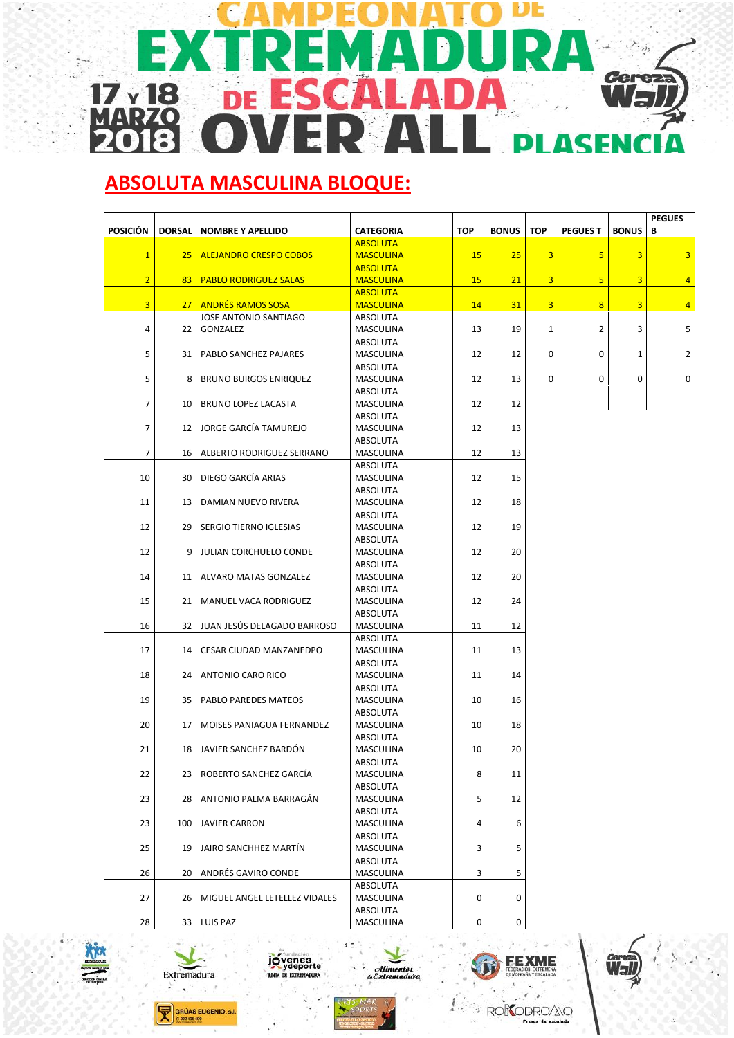# CAMPEONATO DE EXTREMADURA DE ESCALADA OVER ALL

17 y 18 MARZO 2018 — PLASENCIA

## ABSOLUTA MASCULINA BLOQUE:

| POSICIÓN | DORSAL | NOMBRE Y APELLIDO | CATEGORIA | TOP | BONUS | TOP | PEGUES T | BONUS | PEGUES B |
|---|---|---|---|---|---|---|---|---|---|
| 1 | 25 | ALEJANDRO CRESPO COBOS | ABSOLUTA MASCULINA | 15 | 25 | 3 | 5 | 3 | 3 |
| 2 | 83 | PABLO RODRIGUEZ SALAS | ABSOLUTA MASCULINA | 15 | 21 | 3 | 5 | 3 | 4 |
| 3 | 27 | ANDRÉS RAMOS SOSA | ABSOLUTA MASCULINA | 14 | 31 | 3 | 8 | 3 | 4 |
| 4 | 22 | JOSE ANTONIO SANTIAGO GONZALEZ | ABSOLUTA MASCULINA | 13 | 19 | 1 | 2 | 3 | 5 |
| 5 | 31 | PABLO SANCHEZ PAJARES | ABSOLUTA MASCULINA | 12 | 12 | 0 | 0 | 1 | 2 |
| 5 | 8 | BRUNO BURGOS ENRIQUEZ | ABSOLUTA MASCULINA | 12 | 13 | 0 | 0 | 0 | 0 |
| 7 | 10 | BRUNO LOPEZ LACASTA | ABSOLUTA MASCULINA | 12 | 12 | | | | |
| 7 | 12 | JORGE GARCÍA TAMUREJO | ABSOLUTA MASCULINA | 12 | 13 | | | | |
| 7 | 16 | ALBERTO RODRIGUEZ SERRANO | ABSOLUTA MASCULINA | 12 | 13 | | | | |
| 10 | 30 | DIEGO GARCÍA ARIAS | ABSOLUTA MASCULINA | 12 | 15 | | | | |
| 11 | 13 | DAMIAN NUEVO RIVERA | ABSOLUTA MASCULINA | 12 | 18 | | | | |
| 12 | 29 | SERGIO TIERNO IGLESIAS | ABSOLUTA MASCULINA | 12 | 19 | | | | |
| 12 | 9 | JULIAN CORCHUELO CONDE | ABSOLUTA MASCULINA | 12 | 20 | | | | |
| 14 | 11 | ALVARO MATAS GONZALEZ | ABSOLUTA MASCULINA | 12 | 20 | | | | |
| 15 | 21 | MANUEL VACA RODRIGUEZ | ABSOLUTA MASCULINA | 12 | 24 | | | | |
| 16 | 32 | JUAN JESÚS DELAGADO BARROSO | ABSOLUTA MASCULINA | 11 | 12 | | | | |
| 17 | 14 | CESAR CIUDAD MANZANEDPO | ABSOLUTA MASCULINA | 11 | 13 | | | | |
| 18 | 24 | ANTONIO CARO RICO | ABSOLUTA MASCULINA | 11 | 14 | | | | |
| 19 | 35 | PABLO PAREDES MATEOS | ABSOLUTA MASCULINA | 10 | 16 | | | | |
| 20 | 17 | MOISES PANIAGUA FERNANDEZ | ABSOLUTA MASCULINA | 10 | 18 | | | | |
| 21 | 18 | JAVIER SANCHEZ BARDÓN | ABSOLUTA MASCULINA | 10 | 20 | | | | |
| 22 | 23 | ROBERTO SANCHEZ GARCÍA | ABSOLUTA MASCULINA | 8 | 11 | | | | |
| 23 | 28 | ANTONIO PALMA BARRAGÁN | ABSOLUTA MASCULINA | 5 | 12 | | | | |
| 23 | 100 | JAVIER CARRON | ABSOLUTA MASCULINA | 4 | 6 | | | | |
| 25 | 19 | JAIRO SANCHHEZ MARTÍN | ABSOLUTA MASCULINA | 3 | 5 | | | | |
| 26 | 20 | ANDRÉS GAVIRO CONDE | ABSOLUTA MASCULINA | 3 | 5 | | | | |
| 27 | 26 | MIGUEL ANGEL LETELLEZ VIDALES | ABSOLUTA MASCULINA | 0 | 0 | | | | |
| 28 | 33 | LUIS PAZ | ABSOLUTA MASCULINA | 0 | 0 | | | | |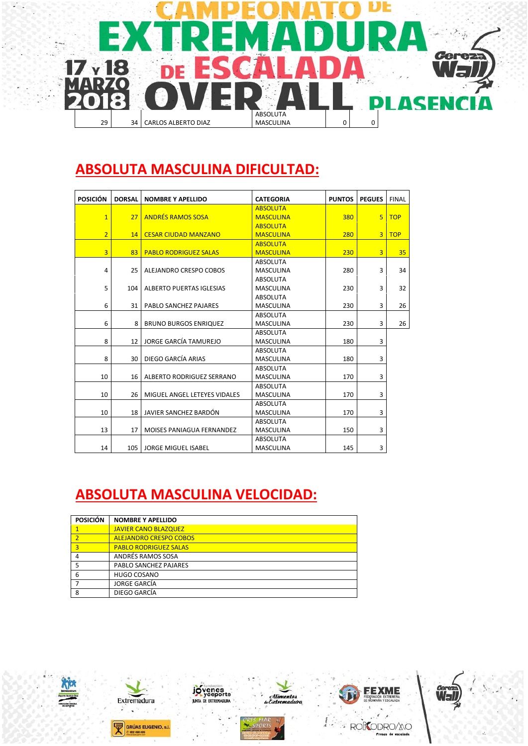| 29 | 34 | CARLOS ALBERTO DIAZ | ABSOLUTA MASCULINA | 0 | 0 |
|---|---|---|---|---|---|

## ABSOLUTA MASCULINA DIFICULTAD:

| POSICIÓN | DORSAL | NOMBRE Y APELLIDO | CATEGORIA | PUNTOS | PEGUES | FINAL |
|---|---|---|---|---|---|---|
| 1 | 27 | ANDRÉS RAMOS SOSA | ABSOLUTA MASCULINA | 380 | 5 | TOP |
| 2 | 14 | CESAR CIUDAD MANZANO | ABSOLUTA MASCULINA | 280 | 3 | TOP |
| 3 | 83 | PABLO RODRIGUEZ SALAS | ABSOLUTA MASCULINA | 230 | 3 | 35 |
| 4 | 25 | ALEJANDRO CRESPO COBOS | ABSOLUTA MASCULINA | 280 | 3 | 34 |
| 5 | 104 | ALBERTO PUERTAS IGLESIAS | ABSOLUTA MASCULINA | 230 | 3 | 32 |
| 6 | 31 | PABLO SANCHEZ PAJARES | ABSOLUTA MASCULINA | 230 | 3 | 26 |
| 6 | 8 | BRUNO BURGOS ENRIQUEZ | ABSOLUTA MASCULINA | 230 | 3 | 26 |
| 8 | 12 | JORGE GARCÍA TAMUREJO | ABSOLUTA MASCULINA | 180 | 3 | |
| 8 | 30 | DIEGO GARCÍA ARIAS | ABSOLUTA MASCULINA | 180 | 3 | |
| 10 | 16 | ALBERTO RODRIGUEZ SERRANO | ABSOLUTA MASCULINA | 170 | 3 | |
| 10 | 26 | MIGUEL ANGEL LETEYES VIDALES | ABSOLUTA MASCULINA | 170 | 3 | |
| 10 | 18 | JAVIER SANCHEZ BARDÓN | ABSOLUTA MASCULINA | 170 | 3 | |
| 13 | 17 | MOISES PANIAGUA FERNANDEZ | ABSOLUTA MASCULINA | 150 | 3 | |
| 14 | 105 | JORGE MIGUEL ISABEL | ABSOLUTA MASCULINA | 145 | 3 | |

## ABSOLUTA MASCULINA VELOCIDAD:

| POSICIÓN | NOMBRE Y APELLIDO |
|---|---|
| 1 | JAVIER CANO BLAZQUEZ |
| 2 | ALEJANDRO CRESPO COBOS |
| 3 | PABLO RODRIGUEZ SALAS |
| 4 | ANDRÉS RAMOS SOSA |
| 5 | PABLO SANCHEZ PAJARES |
| 6 | HUGO COSANO |
| 7 | JORGE GARCÍA |
| 8 | DIEGO GARCÍA |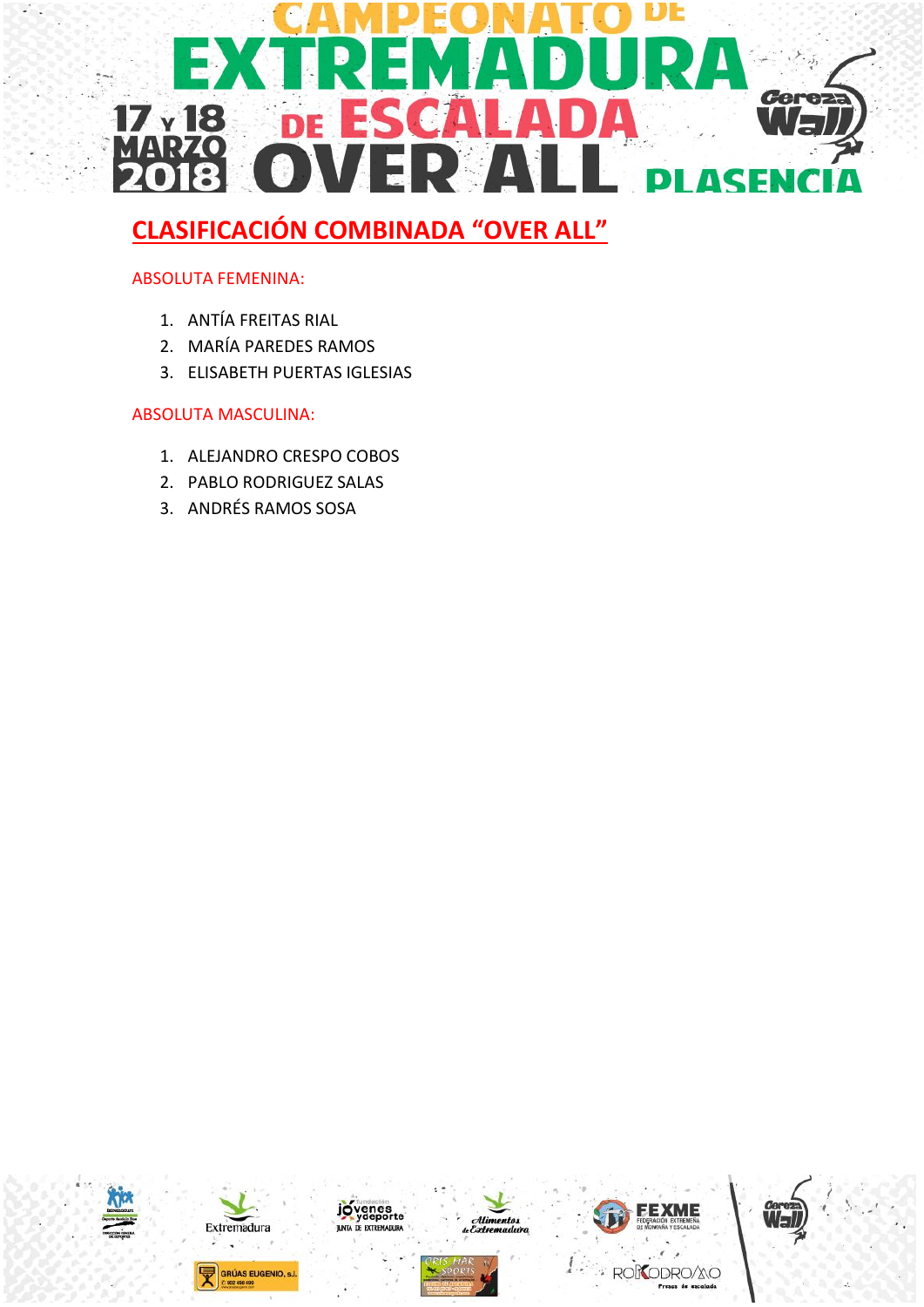# CAMPEONATO DE EXTREMADURA DE ESCALADA OVER ALL

17 Y 18 MARZO 2018

PLASENCIA

## CLASIFICACIÓN COMBINADA "OVER ALL"

ABSOLUTA FEMENINA:

1. ANTÍA FREITAS RIAL
2. MARÍA PAREDES RAMOS
3. ELISABETH PUERTAS IGLESIAS

ABSOLUTA MASCULINA:

1. ALEJANDRO CRESPO COBOS
2. PABLO RODRIGUEZ SALAS
3. ANDRÉS RAMOS SOSA